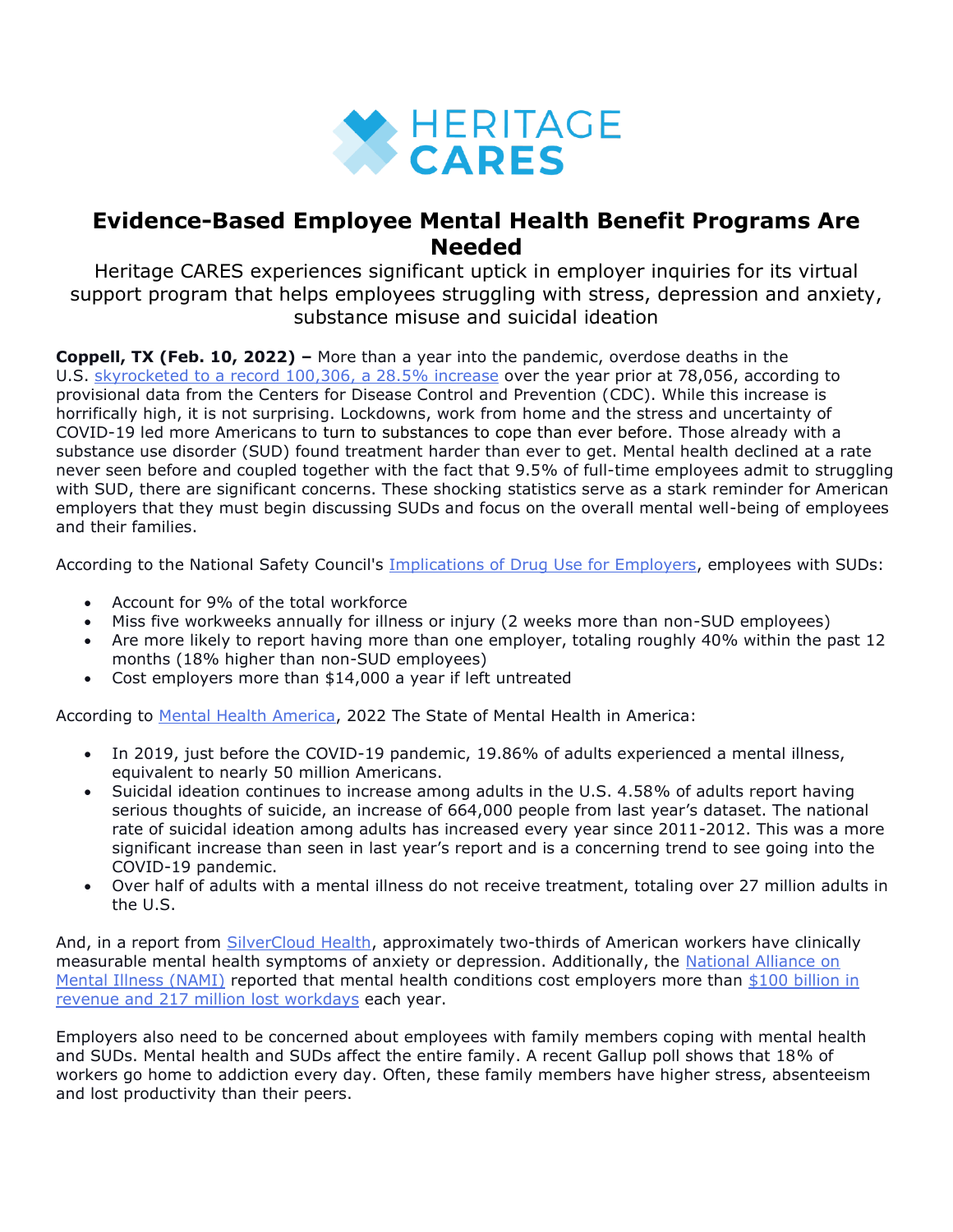HERITAGE CARES

# Evidence-Based Employee Mental Health Benefit Programs Are Needed

Heritage CARES experiences significant uptick in employer inquiries for its virtual support program that helps employees struggling with stress, depression and anxiety, substance misuse and suicidal ideation

**Coppell, TX (Feb. 10, 2022) –** More than a year into the pandemic, overdose deaths in the U.S. skyrocketed to a record 100,306, a 28.5% increase over the year prior at 78,056, according to provisional data from the Centers for Disease Control and Prevention (CDC). While this increase is horrifically high, it is not surprising. Lockdowns, work from home and the stress and uncertainty of COVID-19 led more Americans to turn to substances to cope than ever before. Those already with a substance use disorder (SUD) found treatment harder than ever to get. Mental health declined at a rate never seen before and coupled together with the fact that 9.5% of full-time employees admit to struggling with SUD, there are significant concerns. These shocking statistics serve as a stark reminder for American employers that they must begin discussing SUDs and focus on the overall mental well-being of employees and their families.

According to the National Safety Council's Implications of Drug Use for Employers, employees with SUDs:

- Account for 9% of the total workforce
- Miss five workweeks annually for illness or injury (2 weeks more than non-SUD employees)
- Are more likely to report having more than one employer, totaling roughly 40% within the past 12 months (18% higher than non-SUD employees)
- Cost employers more than $14,000 a year if left untreated

According to Mental Health America, 2022 The State of Mental Health in America:

- In 2019, just before the COVID-19 pandemic, 19.86% of adults experienced a mental illness, equivalent to nearly 50 million Americans.
- Suicidal ideation continues to increase among adults in the U.S. 4.58% of adults report having serious thoughts of suicide, an increase of 664,000 people from last year's dataset. The national rate of suicidal ideation among adults has increased every year since 2011-2012. This was a more significant increase than seen in last year's report and is a concerning trend to see going into the COVID-19 pandemic.
- Over half of adults with a mental illness do not receive treatment, totaling over 27 million adults in the U.S.

And, in a report from SilverCloud Health, approximately two-thirds of American workers have clinically measurable mental health symptoms of anxiety or depression. Additionally, the National Alliance on Mental Illness (NAMI) reported that mental health conditions cost employers more than $100 billion in revenue and 217 million lost workdays each year.

Employers also need to be concerned about employees with family members coping with mental health and SUDs. Mental health and SUDs affect the entire family. A recent Gallup poll shows that 18% of workers go home to addiction every day. Often, these family members have higher stress, absenteeism and lost productivity than their peers.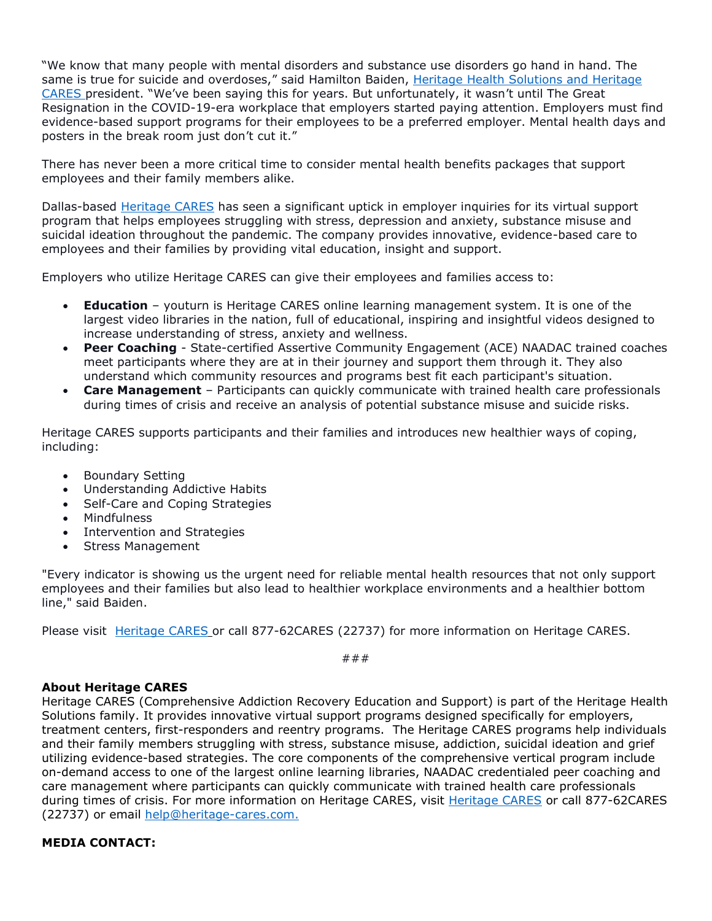"We know that many people with mental disorders and substance use disorders go hand in hand. The same is true for suicide and overdoses," said Hamilton Baiden, Heritage Health Solutions and Heritage CARES president. "We've been saying this for years. But unfortunately, it wasn't until The Great Resignation in the COVID-19-era workplace that employers started paying attention. Employers must find evidence-based support programs for their employees to be a preferred employer. Mental health days and posters in the break room just don't cut it."

There has never been a more critical time to consider mental health benefits packages that support employees and their family members alike.

Dallas-based Heritage CARES has seen a significant uptick in employer inquiries for its virtual support program that helps employees struggling with stress, depression and anxiety, substance misuse and suicidal ideation throughout the pandemic. The company provides innovative, evidence-based care to employees and their families by providing vital education, insight and support.

Employers who utilize Heritage CARES can give their employees and families access to:

- **Education** – youturn is Heritage CARES online learning management system. It is one of the largest video libraries in the nation, full of educational, inspiring and insightful videos designed to increase understanding of stress, anxiety and wellness.
- **Peer Coaching** - State-certified Assertive Community Engagement (ACE) NAADAC trained coaches meet participants where they are at in their journey and support them through it. They also understand which community resources and programs best fit each participant's situation.
- **Care Management** – Participants can quickly communicate with trained health care professionals during times of crisis and receive an analysis of potential substance misuse and suicide risks.

Heritage CARES supports participants and their families and introduces new healthier ways of coping, including:

- Boundary Setting
- Understanding Addictive Habits
- Self-Care and Coping Strategies
- Mindfulness
- Intervention and Strategies
- Stress Management

"Every indicator is showing us the urgent need for reliable mental health resources that not only support employees and their families but also lead to healthier workplace environments and a healthier bottom line," said Baiden.

Please visit Heritage CARES or call 877-62CARES (22737) for more information on Heritage CARES.

###

**About Heritage CARES**
Heritage CARES (Comprehensive Addiction Recovery Education and Support) is part of the Heritage Health Solutions family. It provides innovative virtual support programs designed specifically for employers, treatment centers, first-responders and reentry programs. The Heritage CARES programs help individuals and their family members struggling with stress, substance misuse, addiction, suicidal ideation and grief utilizing evidence-based strategies. The core components of the comprehensive vertical program include on-demand access to one of the largest online learning libraries, NAADAC credentialed peer coaching and care management where participants can quickly communicate with trained health care professionals during times of crisis. For more information on Heritage CARES, visit Heritage CARES or call 877-62CARES (22737) or email help@heritage-cares.com.

**MEDIA CONTACT:**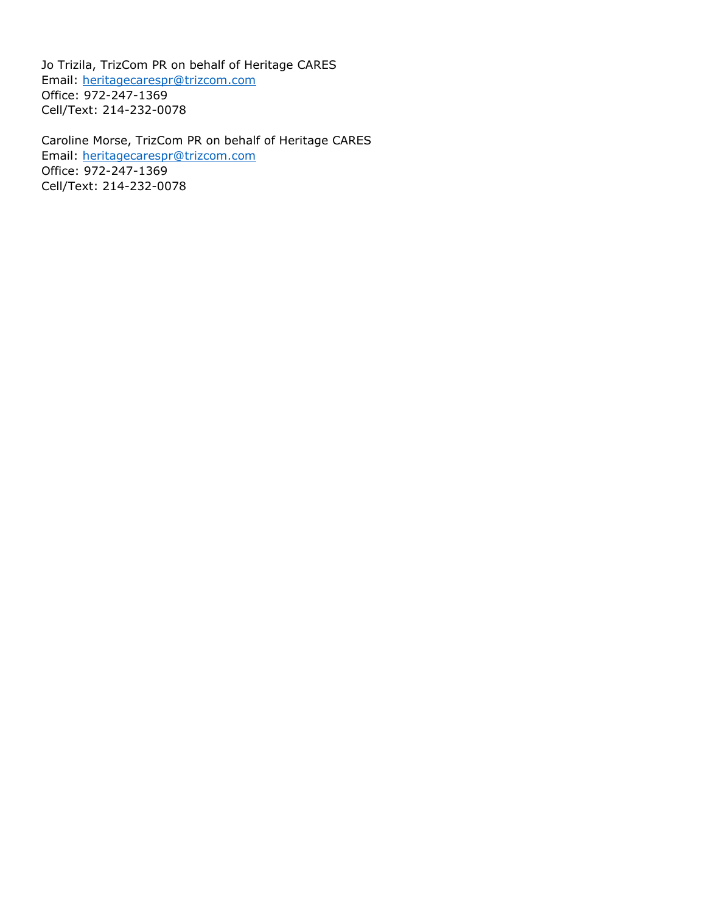Jo Trizila, TrizCom PR on behalf of Heritage CARES
Email: heritagecarespr@trizcom.com
Office: 972-247-1369
Cell/Text: 214-232-0078

Caroline Morse, TrizCom PR on behalf of Heritage CARES
Email: heritagecarespr@trizcom.com
Office: 972-247-1369
Cell/Text: 214-232-0078